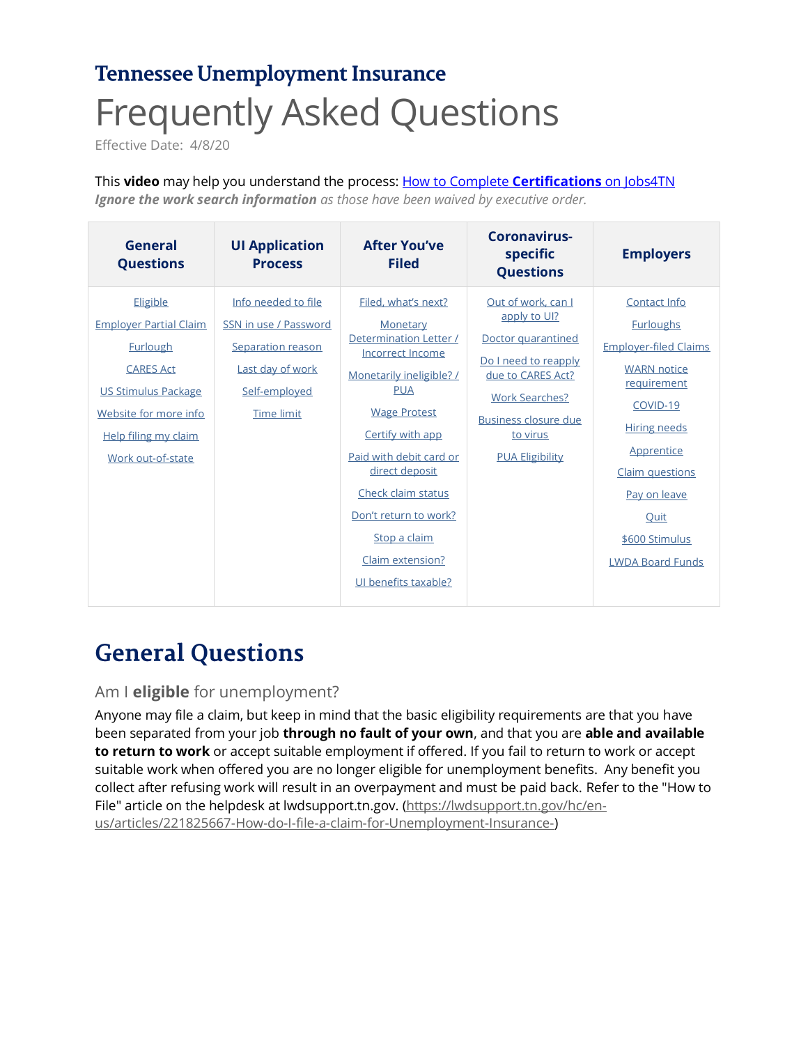# Tennessee Unemployment Insurance

# Frequently Asked Questions

Effective Date: 4/8/20

This **video** may help you understand the process: [How to Complete **Certifications** on Jobs4TN]
***Ignore the work search information*** *as those have been waived by executive order.*

| General Questions | UI Application Process | After You've Filed | Coronavirus-specific Questions | Employers |
|---|---|---|---|---|
| Eligible | Info needed to file | Filed, what's next? | Out of work, can I apply to UI? | Contact Info |
| Employer Partial Claim | SSN in use / Password | Monetary Determination Letter / Incorrect Income | Doctor quarantined | Furloughs |
| Furlough | Separation reason | Monetarily ineligible? / PUA | Do I need to reapply due to CARES Act? | Employer-filed Claims |
| CARES Act | Last day of work | Wage Protest | Work Searches? | WARN notice requirement |
| US Stimulus Package | Self-employed | Certify with app | Business closure due to virus | COVID-19 |
| Website for more info | Time limit | Paid with debit card or direct deposit | PUA Eligibility | Hiring needs |
| Help filing my claim | | Check claim status | | Apprentice |
| Work out-of-state | | Don't return to work? | | Claim questions |
| | | Stop a claim | | Pay on leave |
| | | Claim extension? | | Quit |
| | | UI benefits taxable? | | $600 Stimulus |
| | | | | LWDA Board Funds |

# General Questions

### Am I **eligible** for unemployment?

Anyone may file a claim, but keep in mind that the basic eligibility requirements are that you have been separated from your job **through no fault of your own**, and that you are **able and available to return to work** or accept suitable employment if offered. If you fail to return to work or accept suitable work when offered you are no longer eligible for unemployment benefits. Any benefit you collect after refusing work will result in an overpayment and must be paid back. Refer to the "How to File" article on the helpdesk at lwdsupport.tn.gov. (https://lwdsupport.tn.gov/hc/en-us/articles/221825667-How-do-I-file-a-claim-for-Unemployment-Insurance-)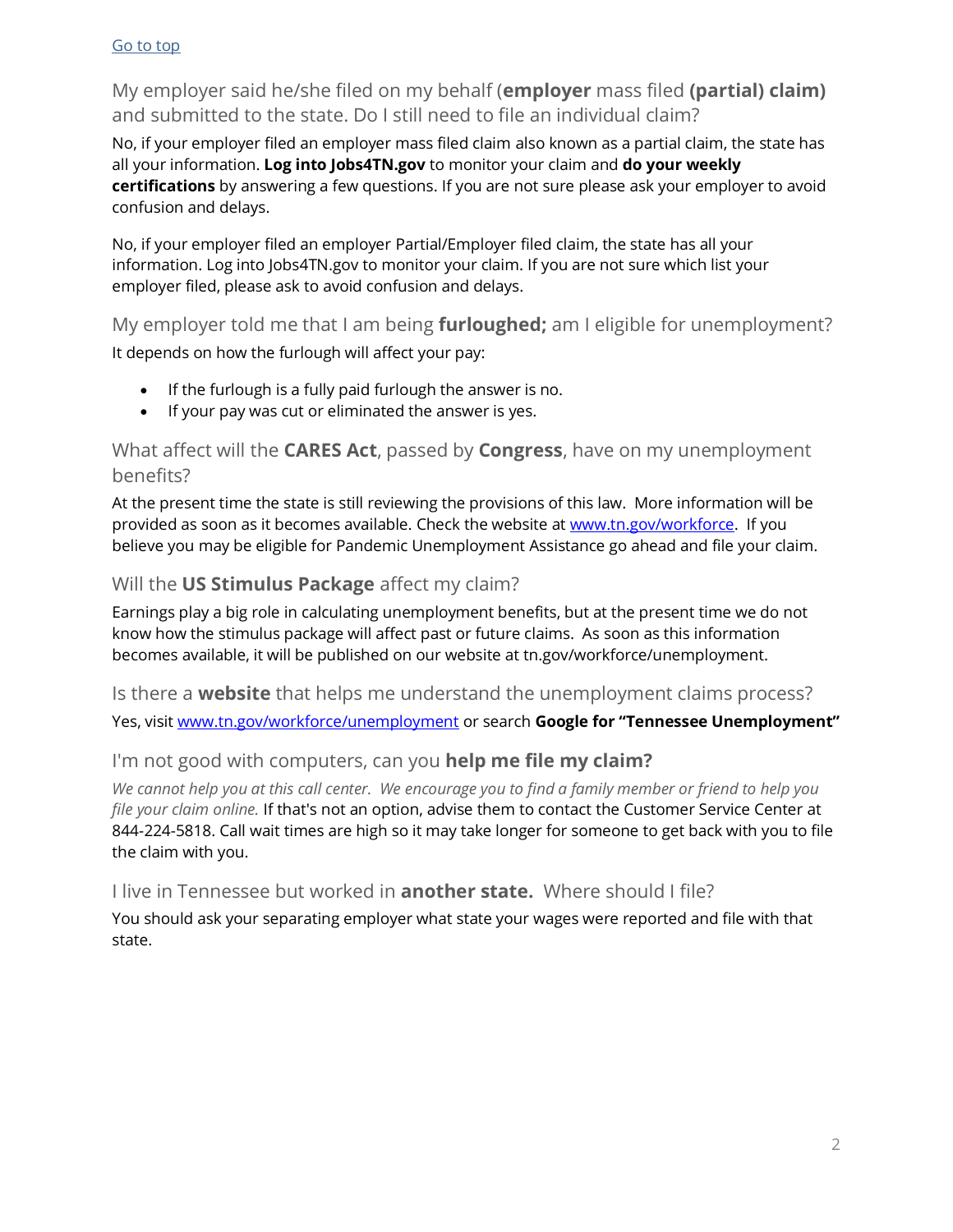[Go to top](#)

### My employer said he/she filed on my behalf (**employer** mass filed **(partial) claim)** and submitted to the state. Do I still need to file an individual claim?

No, if your employer filed an employer mass filed claim also known as a partial claim, the state has all your information. **Log into Jobs4TN.gov** to monitor your claim and **do your weekly certifications** by answering a few questions. If you are not sure please ask your employer to avoid confusion and delays.

No, if your employer filed an employer Partial/Employer filed claim, the state has all your information. Log into Jobs4TN.gov to monitor your claim. If you are not sure which list your employer filed, please ask to avoid confusion and delays.

### My employer told me that I am being **furloughed;** am I eligible for unemployment?

It depends on how the furlough will affect your pay:

- If the furlough is a fully paid furlough the answer is no.
- If your pay was cut or eliminated the answer is yes.

### What affect will the **CARES Act**, passed by **Congress**, have on my unemployment benefits?

At the present time the state is still reviewing the provisions of this law. More information will be provided as soon as it becomes available. Check the website at [www.tn.gov/workforce](http://www.tn.gov/workforce). If you believe you may be eligible for Pandemic Unemployment Assistance go ahead and file your claim.

### Will the **US Stimulus Package** affect my claim?

Earnings play a big role in calculating unemployment benefits, but at the present time we do not know how the stimulus package will affect past or future claims. As soon as this information becomes available, it will be published on our website at tn.gov/workforce/unemployment.

### Is there a **website** that helps me understand the unemployment claims process?

Yes, visit [www.tn.gov/workforce/unemployment](http://www.tn.gov/workforce/unemployment) or search **Google for "Tennessee Unemployment"**

### I'm not good with computers, can you **help me file my claim?**

*We cannot help you at this call center. We encourage you to find a family member or friend to help you file your claim online.* If that's not an option, advise them to contact the Customer Service Center at 844-224-5818. Call wait times are high so it may take longer for someone to get back with you to file the claim with you.

### I live in Tennessee but worked in **another state.** Where should I file?

You should ask your separating employer what state your wages were reported and file with that state.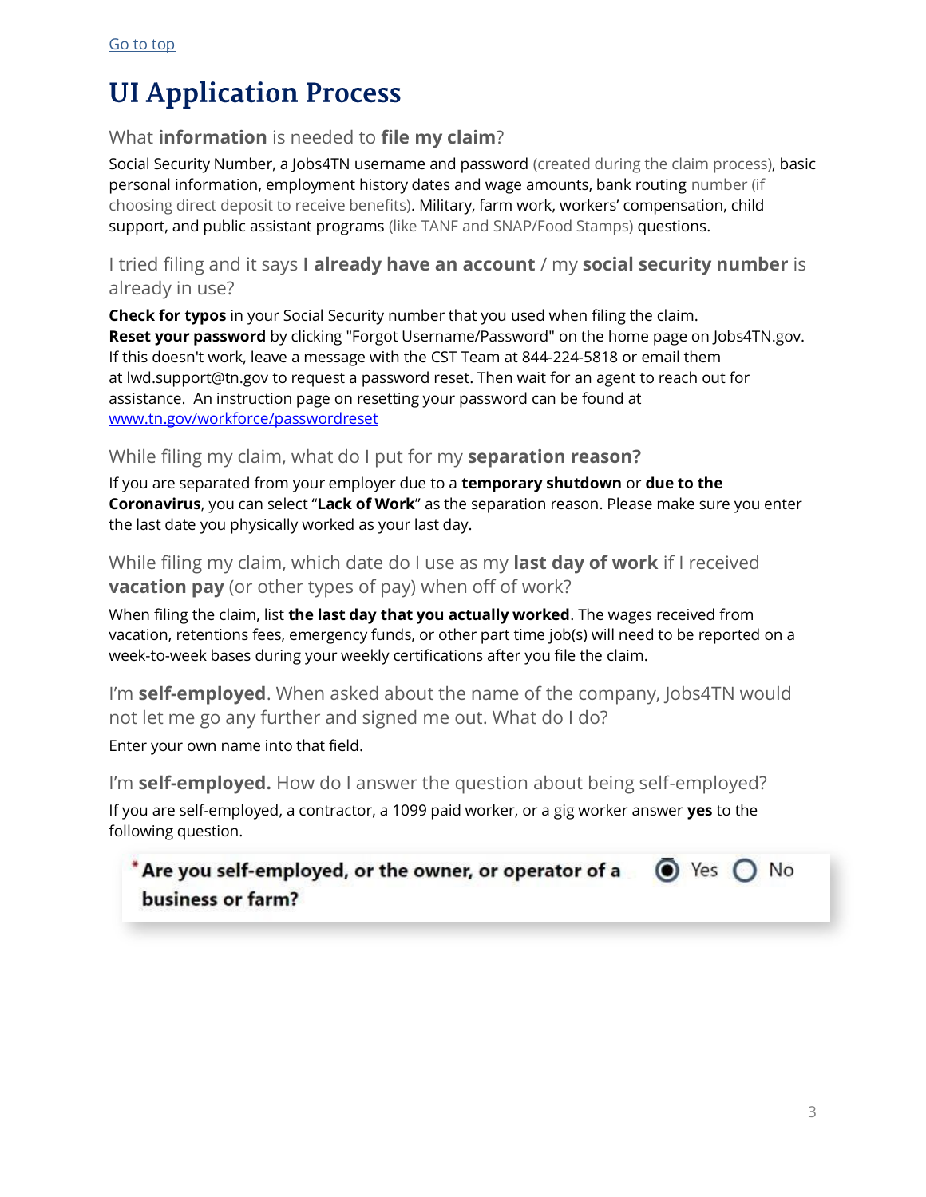[Go to top](#)

# UI Application Process

### What **information** is needed to **file my claim**?

Social Security Number, a Jobs4TN username and password (created during the claim process), basic personal information, employment history dates and wage amounts, bank routing number (if choosing direct deposit to receive benefits). Military, farm work, workers' compensation, child support, and public assistant programs (like TANF and SNAP/Food Stamps) questions.

### I tried filing and it says **I already have an account** / my **social security number** is already in use?

**Check for typos** in your Social Security number that you used when filing the claim.
**Reset your password** by clicking "Forgot Username/Password" on the home page on Jobs4TN.gov. If this doesn't work, leave a message with the CST Team at 844-224-5818 or email them at lwd.support@tn.gov to request a password reset. Then wait for an agent to reach out for assistance. An instruction page on resetting your password can be found at [www.tn.gov/workforce/passwordreset](www.tn.gov/workforce/passwordreset)

### While filing my claim, what do I put for my **separation reason?**

If you are separated from your employer due to a **temporary shutdown** or **due to the Coronavirus**, you can select "**Lack of Work**" as the separation reason. Please make sure you enter the last date you physically worked as your last day.

### While filing my claim, which date do I use as my **last day of work** if I received **vacation pay** (or other types of pay) when off of work?

When filing the claim, list **the last day that you actually worked**. The wages received from vacation, retentions fees, emergency funds, or other part time job(s) will need to be reported on a week-to-week bases during your weekly certifications after you file the claim.

### I'm **self-employed**. When asked about the name of the company, Jobs4TN would not let me go any further and signed me out. What do I do?

Enter your own name into that field.

### I'm **self-employed.** How do I answer the question about being self-employed?

If you are self-employed, a contractor, a 1099 paid worker, or a gig worker answer **yes** to the following question.

**\* Are you self-employed, or the owner, or operator of a business or farm?** (●) Yes ( ) No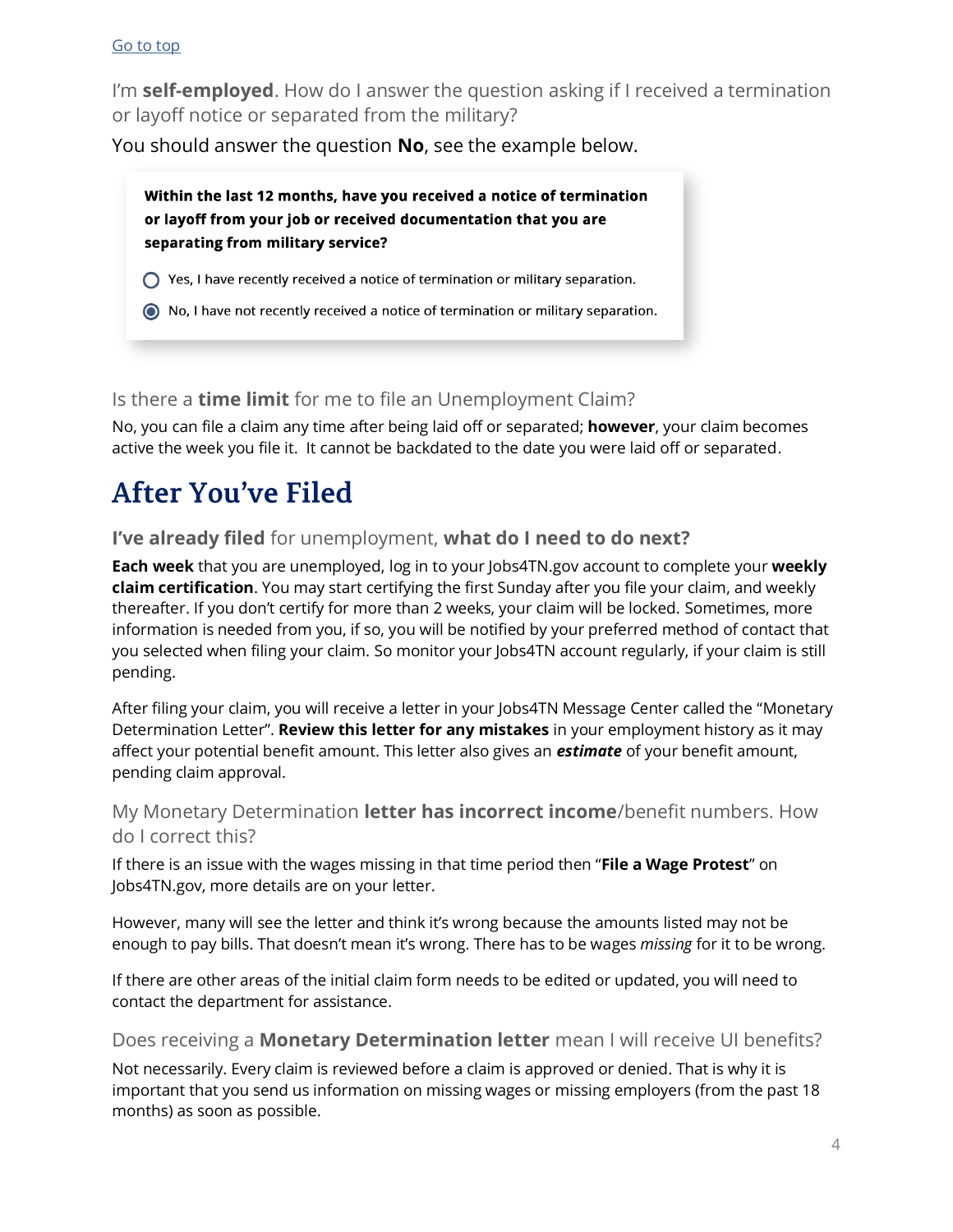[Go to top](#)

### I'm **self-employed**. How do I answer the question asking if I received a termination or layoff notice or separated from the military?

You should answer the question **No**, see the example below.

**Within the last 12 months, have you received a notice of termination or layoff from your job or received documentation that you are separating from military service?**

- ○ Yes, I have recently received a notice of termination or military separation.
- ◉ No, I have not recently received a notice of termination or military separation.

### Is there a **time limit** for me to file an Unemployment Claim?

No, you can file a claim any time after being laid off or separated; **however**, your claim becomes active the week you file it. It cannot be backdated to the date you were laid off or separated.

# After You've Filed

### **I've already filed** for unemployment, **what do I need to do next?**

**Each week** that you are unemployed, log in to your Jobs4TN.gov account to complete your **weekly claim certification**. You may start certifying the first Sunday after you file your claim, and weekly thereafter. If you don't certify for more than 2 weeks, your claim will be locked. Sometimes, more information is needed from you, if so, you will be notified by your preferred method of contact that you selected when filing your claim. So monitor your Jobs4TN account regularly, if your claim is still pending.

After filing your claim, you will receive a letter in your Jobs4TN Message Center called the "Monetary Determination Letter". **Review this letter for any mistakes** in your employment history as it may affect your potential benefit amount. This letter also gives an ***estimate*** of your benefit amount, pending claim approval.

### My Monetary Determination **letter has incorrect income**/benefit numbers. How do I correct this?

If there is an issue with the wages missing in that time period then "**File a Wage Protest**" on Jobs4TN.gov, more details are on your letter.

However, many will see the letter and think it's wrong because the amounts listed may not be enough to pay bills. That doesn't mean it's wrong. There has to be wages *missing* for it to be wrong.

If there are other areas of the initial claim form needs to be edited or updated, you will need to contact the department for assistance.

### Does receiving a **Monetary Determination letter** mean I will receive UI benefits?

Not necessarily. Every claim is reviewed before a claim is approved or denied. That is why it is important that you send us information on missing wages or missing employers (from the past 18 months) as soon as possible.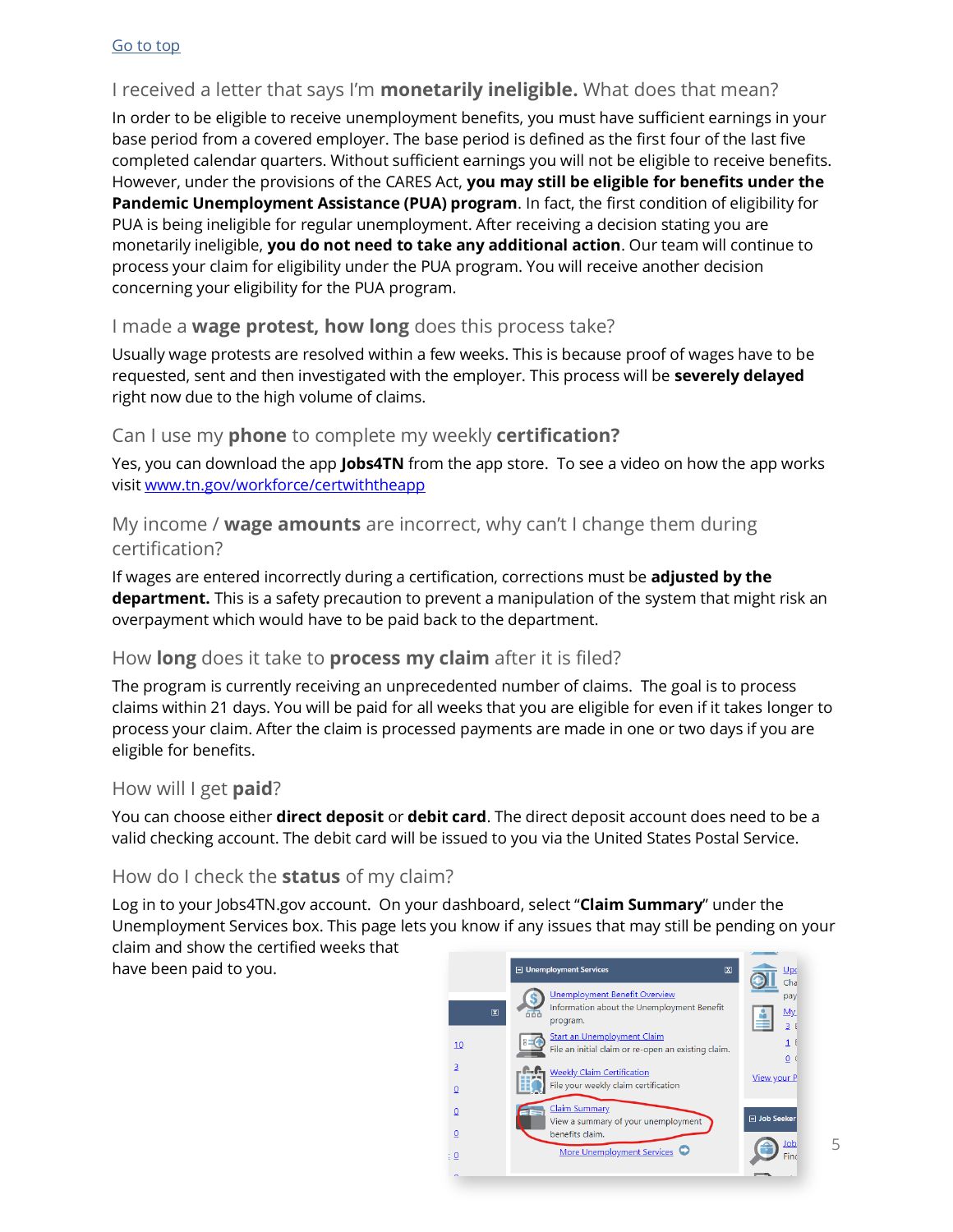[Go to top](#)

## I received a letter that says I'm **monetarily ineligible.** What does that mean?

In order to be eligible to receive unemployment benefits, you must have sufficient earnings in your base period from a covered employer. The base period is defined as the first four of the last five completed calendar quarters. Without sufficient earnings you will not be eligible to receive benefits. However, under the provisions of the CARES Act, **you may still be eligible for benefits under the Pandemic Unemployment Assistance (PUA) program**. In fact, the first condition of eligibility for PUA is being ineligible for regular unemployment. After receiving a decision stating you are monetarily ineligible, **you do not need to take any additional action**. Our team will continue to process your claim for eligibility under the PUA program. You will receive another decision concerning your eligibility for the PUA program.

## I made a **wage protest, how long** does this process take?

Usually wage protests are resolved within a few weeks. This is because proof of wages have to be requested, sent and then investigated with the employer. This process will be **severely delayed** right now due to the high volume of claims.

## Can I use my **phone** to complete my weekly **certification?**

Yes, you can download the app **Jobs4TN** from the app store. To see a video on how the app works visit [www.tn.gov/workforce/certwiththeapp](http://www.tn.gov/workforce/certwiththeapp)

## My income / **wage amounts** are incorrect, why can't I change them during certification?

If wages are entered incorrectly during a certification, corrections must be **adjusted by the department.** This is a safety precaution to prevent a manipulation of the system that might risk an overpayment which would have to be paid back to the department.

## How **long** does it take to **process my claim** after it is filed?

The program is currently receiving an unprecedented number of claims. The goal is to process claims within 21 days. You will be paid for all weeks that you are eligible for even if it takes longer to process your claim. After the claim is processed payments are made in one or two days if you are eligible for benefits.

## How will I get **paid**?

You can choose either **direct deposit** or **debit card**. The direct deposit account does need to be a valid checking account. The debit card will be issued to you via the United States Postal Service.

## How do I check the **status** of my claim?

Log in to your Jobs4TN.gov account. On your dashboard, select "**Claim Summary**" under the Unemployment Services box. This page lets you know if any issues that may still be pending on your claim and show the certified weeks that have been paid to you.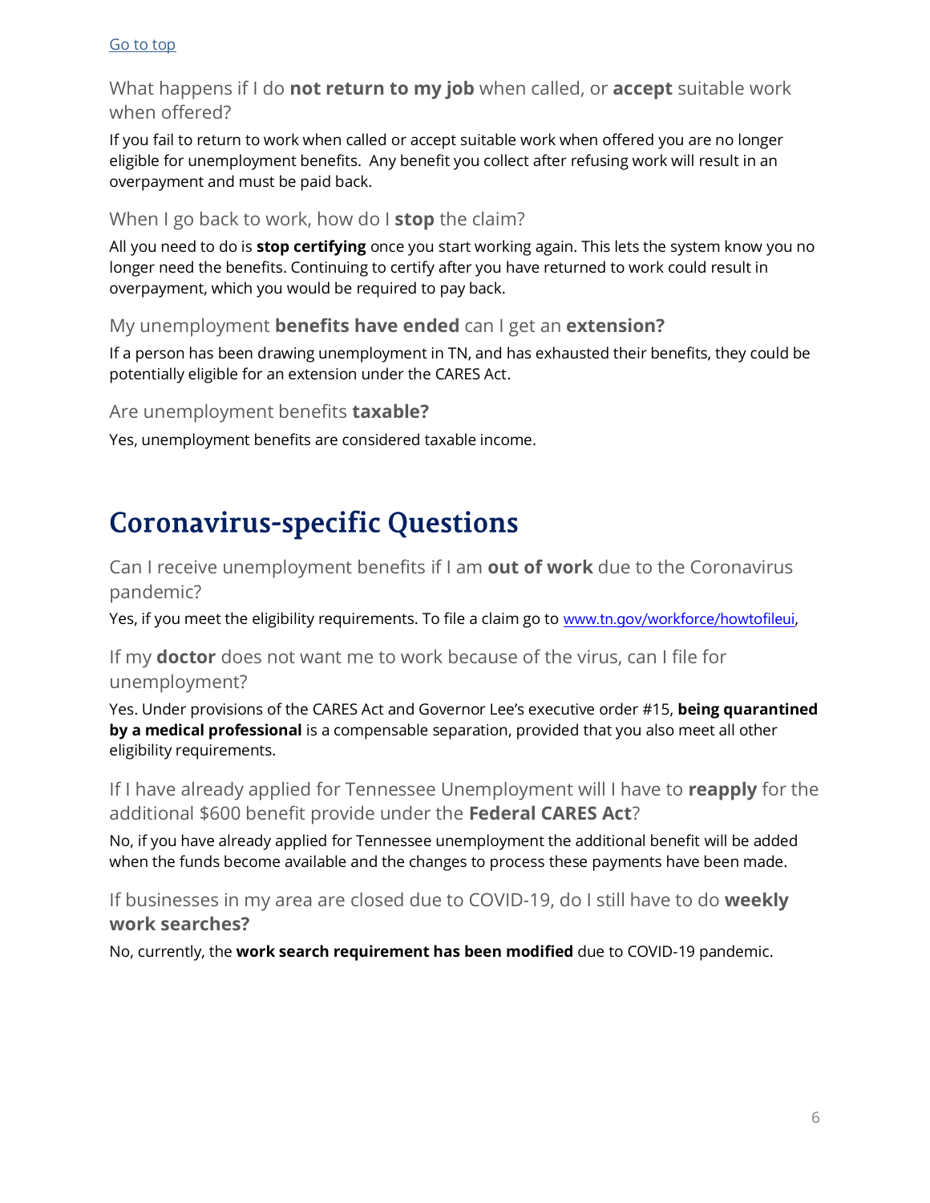[Go to top](#)

### What happens if I do **not return to my job** when called, or **accept** suitable work when offered?

If you fail to return to work when called or accept suitable work when offered you are no longer eligible for unemployment benefits. Any benefit you collect after refusing work will result in an overpayment and must be paid back.

### When I go back to work, how do I **stop** the claim?

All you need to do is **stop certifying** once you start working again. This lets the system know you no longer need the benefits. Continuing to certify after you have returned to work could result in overpayment, which you would be required to pay back.

### My unemployment **benefits have ended** can I get an **extension?**

If a person has been drawing unemployment in TN, and has exhausted their benefits, they could be potentially eligible for an extension under the CARES Act.

### Are unemployment benefits **taxable?**

Yes, unemployment benefits are considered taxable income.

## Coronavirus-specific Questions

### Can I receive unemployment benefits if I am **out of work** due to the Coronavirus pandemic?

Yes, if you meet the eligibility requirements. To file a claim go to [www.tn.gov/workforce/howtofileui](http://www.tn.gov/workforce/howtofileui),

### If my **doctor** does not want me to work because of the virus, can I file for unemployment?

Yes. Under provisions of the CARES Act and Governor Lee's executive order #15, **being quarantined by a medical professional** is a compensable separation, provided that you also meet all other eligibility requirements.

### If I have already applied for Tennessee Unemployment will I have to **reapply** for the additional $600 benefit provide under the **Federal CARES Act**?

No, if you have already applied for Tennessee unemployment the additional benefit will be added when the funds become available and the changes to process these payments have been made.

### If businesses in my area are closed due to COVID-19, do I still have to do **weekly work searches?**

No, currently, the **work search requirement has been modified** due to COVID-19 pandemic.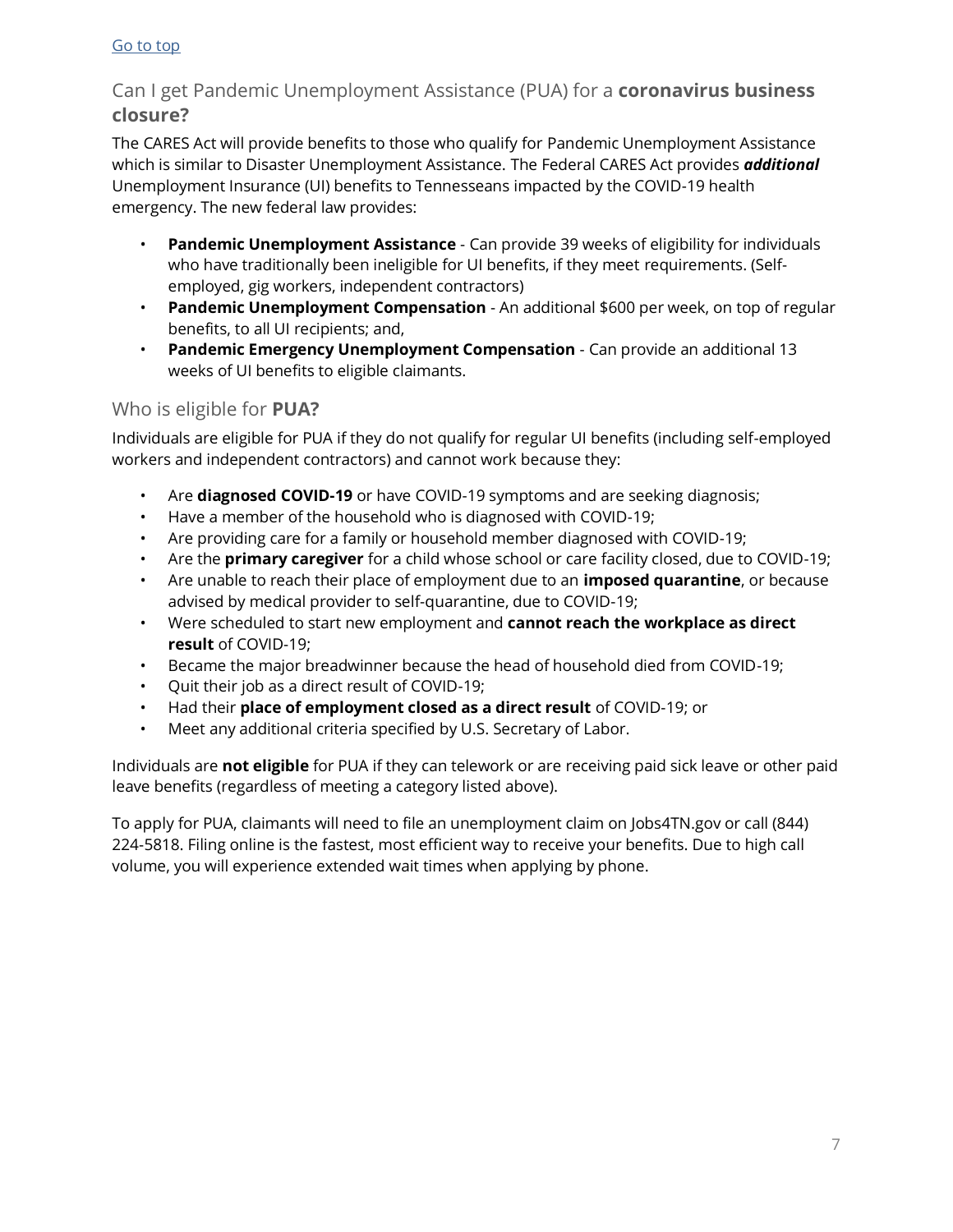[Go to top]

## Can I get Pandemic Unemployment Assistance (PUA) for a **coronavirus business closure?**

The CARES Act will provide benefits to those who qualify for Pandemic Unemployment Assistance which is similar to Disaster Unemployment Assistance. The Federal CARES Act provides ***additional*** Unemployment Insurance (UI) benefits to Tennesseans impacted by the COVID-19 health emergency. The new federal law provides:

- **Pandemic Unemployment Assistance** - Can provide 39 weeks of eligibility for individuals who have traditionally been ineligible for UI benefits, if they meet requirements. (Self-employed, gig workers, independent contractors)
- **Pandemic Unemployment Compensation** - An additional $600 per week, on top of regular benefits, to all UI recipients; and,
- **Pandemic Emergency Unemployment Compensation** - Can provide an additional 13 weeks of UI benefits to eligible claimants.

## Who is eligible for **PUA?**

Individuals are eligible for PUA if they do not qualify for regular UI benefits (including self-employed workers and independent contractors) and cannot work because they:

- Are **diagnosed COVID-19** or have COVID-19 symptoms and are seeking diagnosis;
- Have a member of the household who is diagnosed with COVID-19;
- Are providing care for a family or household member diagnosed with COVID-19;
- Are the **primary caregiver** for a child whose school or care facility closed, due to COVID-19;
- Are unable to reach their place of employment due to an **imposed quarantine**, or because advised by medical provider to self-quarantine, due to COVID-19;
- Were scheduled to start new employment and **cannot reach the workplace as direct result** of COVID-19;
- Became the major breadwinner because the head of household died from COVID-19;
- Quit their job as a direct result of COVID-19;
- Had their **place of employment closed as a direct result** of COVID-19; or
- Meet any additional criteria specified by U.S. Secretary of Labor.

Individuals are **not eligible** for PUA if they can telework or are receiving paid sick leave or other paid leave benefits (regardless of meeting a category listed above).

To apply for PUA, claimants will need to file an unemployment claim on Jobs4TN.gov or call (844) 224-5818. Filing online is the fastest, most efficient way to receive your benefits. Due to high call volume, you will experience extended wait times when applying by phone.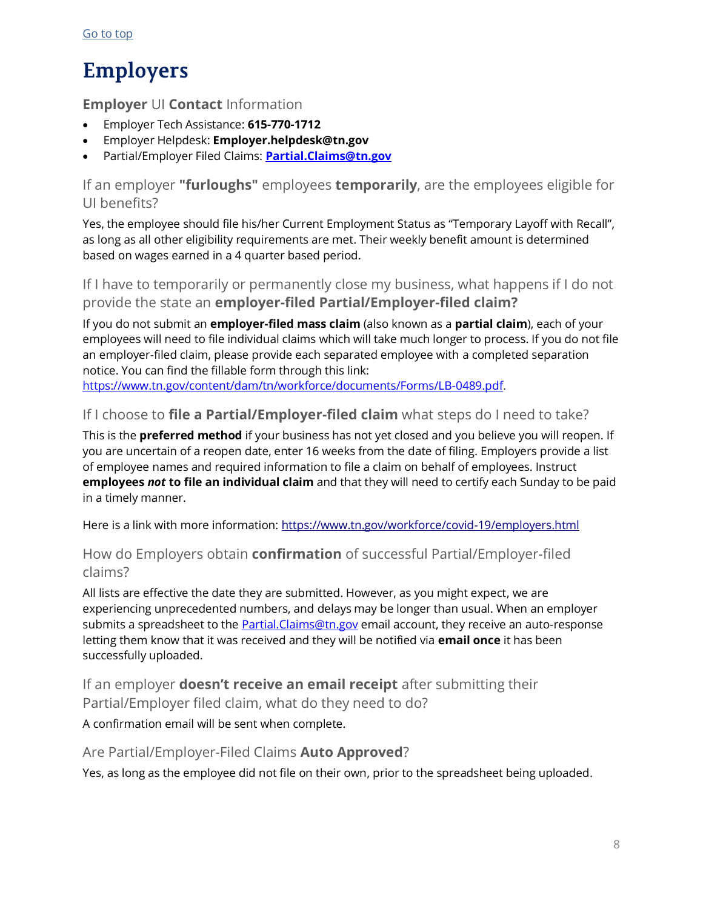Go to top

# Employers

### **Employer** UI **Contact** Information

- Employer Tech Assistance: **615-770-1712**
- Employer Helpdesk: **Employer.helpdesk@tn.gov**
- Partial/Employer Filed Claims: **Partial.Claims@tn.gov**

### If an employer **"furloughs"** employees **temporarily**, are the employees eligible for UI benefits?

Yes, the employee should file his/her Current Employment Status as "Temporary Layoff with Recall", as long as all other eligibility requirements are met. Their weekly benefit amount is determined based on wages earned in a 4 quarter based period.

### If I have to temporarily or permanently close my business, what happens if I do not provide the state an **employer-filed Partial/Employer-filed claim?**

If you do not submit an **employer-filed mass claim** (also known as a **partial claim**), each of your employees will need to file individual claims which will take much longer to process. If you do not file an employer-filed claim, please provide each separated employee with a completed separation notice. You can find the fillable form through this link: https://www.tn.gov/content/dam/tn/workforce/documents/Forms/LB-0489.pdf.

### If I choose to **file a Partial/Employer-filed claim** what steps do I need to take?

This is the **preferred method** if your business has not yet closed and you believe you will reopen. If you are uncertain of a reopen date, enter 16 weeks from the date of filing. Employers provide a list of employee names and required information to file a claim on behalf of employees. Instruct **employees *not* to file an individual claim** and that they will need to certify each Sunday to be paid in a timely manner.

Here is a link with more information: https://www.tn.gov/workforce/covid-19/employers.html

### How do Employers obtain **confirmation** of successful Partial/Employer-filed claims?

All lists are effective the date they are submitted. However, as you might expect, we are experiencing unprecedented numbers, and delays may be longer than usual. When an employer submits a spreadsheet to the Partial.Claims@tn.gov email account, they receive an auto-response letting them know that it was received and they will be notified via **email once** it has been successfully uploaded.

### If an employer **doesn't receive an email receipt** after submitting their Partial/Employer filed claim, what do they need to do?

A confirmation email will be sent when complete.

### Are Partial/Employer-Filed Claims **Auto Approved**?

Yes, as long as the employee did not file on their own, prior to the spreadsheet being uploaded.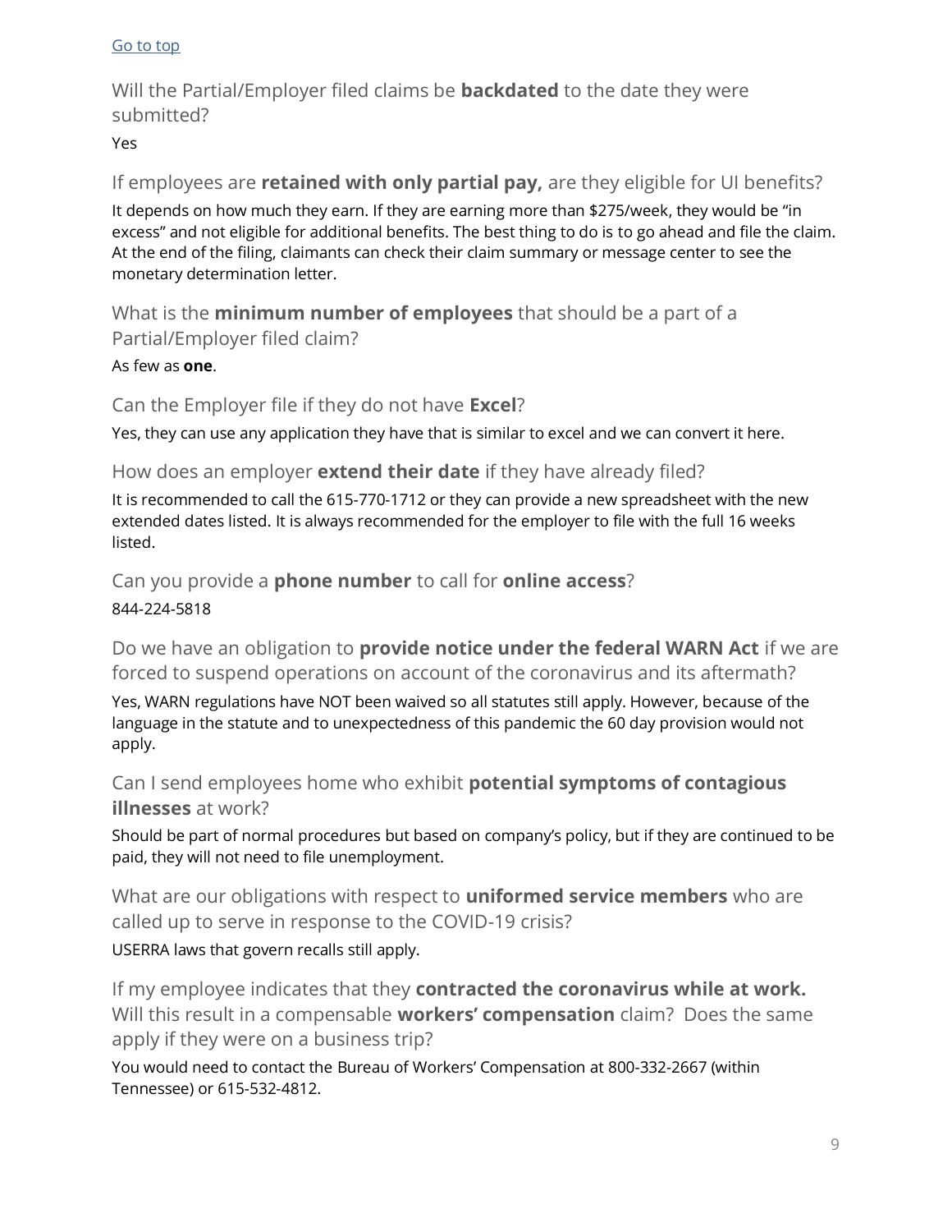[Go to top](#)

### Will the Partial/Employer filed claims be **backdated** to the date they were submitted?

Yes

### If employees are **retained with only partial pay,** are they eligible for UI benefits?

It depends on how much they earn. If they are earning more than $275/week, they would be "in excess" and not eligible for additional benefits. The best thing to do is to go ahead and file the claim. At the end of the filing, claimants can check their claim summary or message center to see the monetary determination letter.

### What is the **minimum number of employees** that should be a part of a Partial/Employer filed claim?

As few as **one**.

### Can the Employer file if they do not have **Excel**?

Yes, they can use any application they have that is similar to excel and we can convert it here.

### How does an employer **extend their date** if they have already filed?

It is recommended to call the 615-770-1712 or they can provide a new spreadsheet with the new extended dates listed. It is always recommended for the employer to file with the full 16 weeks listed.

### Can you provide a **phone number** to call for **online access**?

844-224-5818

### Do we have an obligation to **provide notice under the federal WARN Act** if we are forced to suspend operations on account of the coronavirus and its aftermath?

Yes, WARN regulations have NOT been waived so all statutes still apply. However, because of the language in the statute and to unexpectedness of this pandemic the 60 day provision would not apply.

### Can I send employees home who exhibit **potential symptoms of contagious illnesses** at work?

Should be part of normal procedures but based on company's policy, but if they are continued to be paid, they will not need to file unemployment.

### What are our obligations with respect to **uniformed service members** who are called up to serve in response to the COVID-19 crisis?

USERRA laws that govern recalls still apply.

### If my employee indicates that they **contracted the coronavirus while at work.** Will this result in a compensable **workers' compensation** claim? Does the same apply if they were on a business trip?

You would need to contact the Bureau of Workers' Compensation at 800-332-2667 (within Tennessee) or 615-532-4812.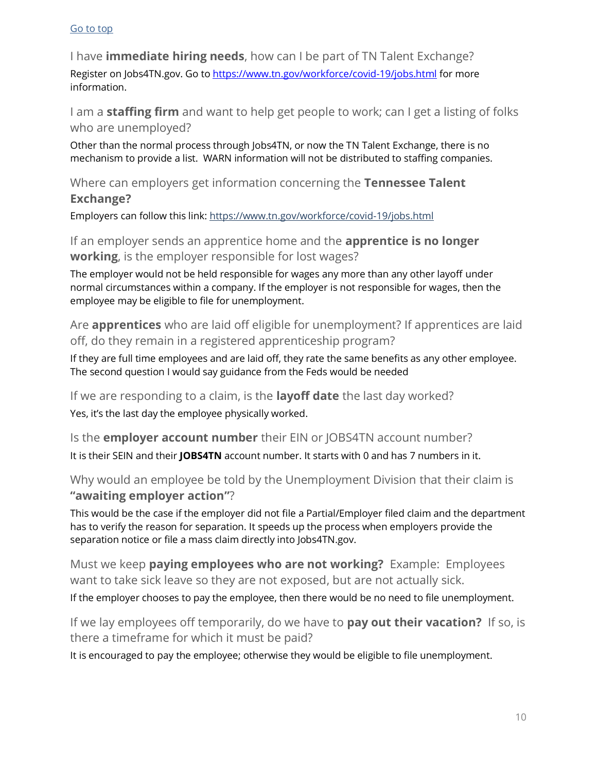[Go to top](#)

### I have **immediate hiring needs**, how can I be part of TN Talent Exchange?

Register on Jobs4TN.gov. Go to [https://www.tn.gov/workforce/covid-19/jobs.html](https://www.tn.gov/workforce/covid-19/jobs.html) for more information.

### I am a **staffing firm** and want to help get people to work; can I get a listing of folks who are unemployed?

Other than the normal process through Jobs4TN, or now the TN Talent Exchange, there is no mechanism to provide a list. WARN information will not be distributed to staffing companies.

### Where can employers get information concerning the **Tennessee Talent Exchange?**

Employers can follow this link: [https://www.tn.gov/workforce/covid-19/jobs.html](https://www.tn.gov/workforce/covid-19/jobs.html)

### If an employer sends an apprentice home and the **apprentice is no longer working**, is the employer responsible for lost wages?

The employer would not be held responsible for wages any more than any other layoff under normal circumstances within a company. If the employer is not responsible for wages, then the employee may be eligible to file for unemployment.

### Are **apprentices** who are laid off eligible for unemployment? If apprentices are laid off, do they remain in a registered apprenticeship program?

If they are full time employees and are laid off, they rate the same benefits as any other employee. The second question I would say guidance from the Feds would be needed

### If we are responding to a claim, is the **layoff date** the last day worked?

Yes, it's the last day the employee physically worked.

### Is the **employer account number** their EIN or JOBS4TN account number?

It is their SEIN and their **JOBS4TN** account number. It starts with 0 and has 7 numbers in it.

### Why would an employee be told by the Unemployment Division that their claim is **"awaiting employer action"**?

This would be the case if the employer did not file a Partial/Employer filed claim and the department has to verify the reason for separation. It speeds up the process when employers provide the separation notice or file a mass claim directly into Jobs4TN.gov.

### Must we keep **paying employees who are not working?** Example: Employees want to take sick leave so they are not exposed, but are not actually sick.

If the employer chooses to pay the employee, then there would be no need to file unemployment.

### If we lay employees off temporarily, do we have to **pay out their vacation?** If so, is there a timeframe for which it must be paid?

It is encouraged to pay the employee; otherwise they would be eligible to file unemployment.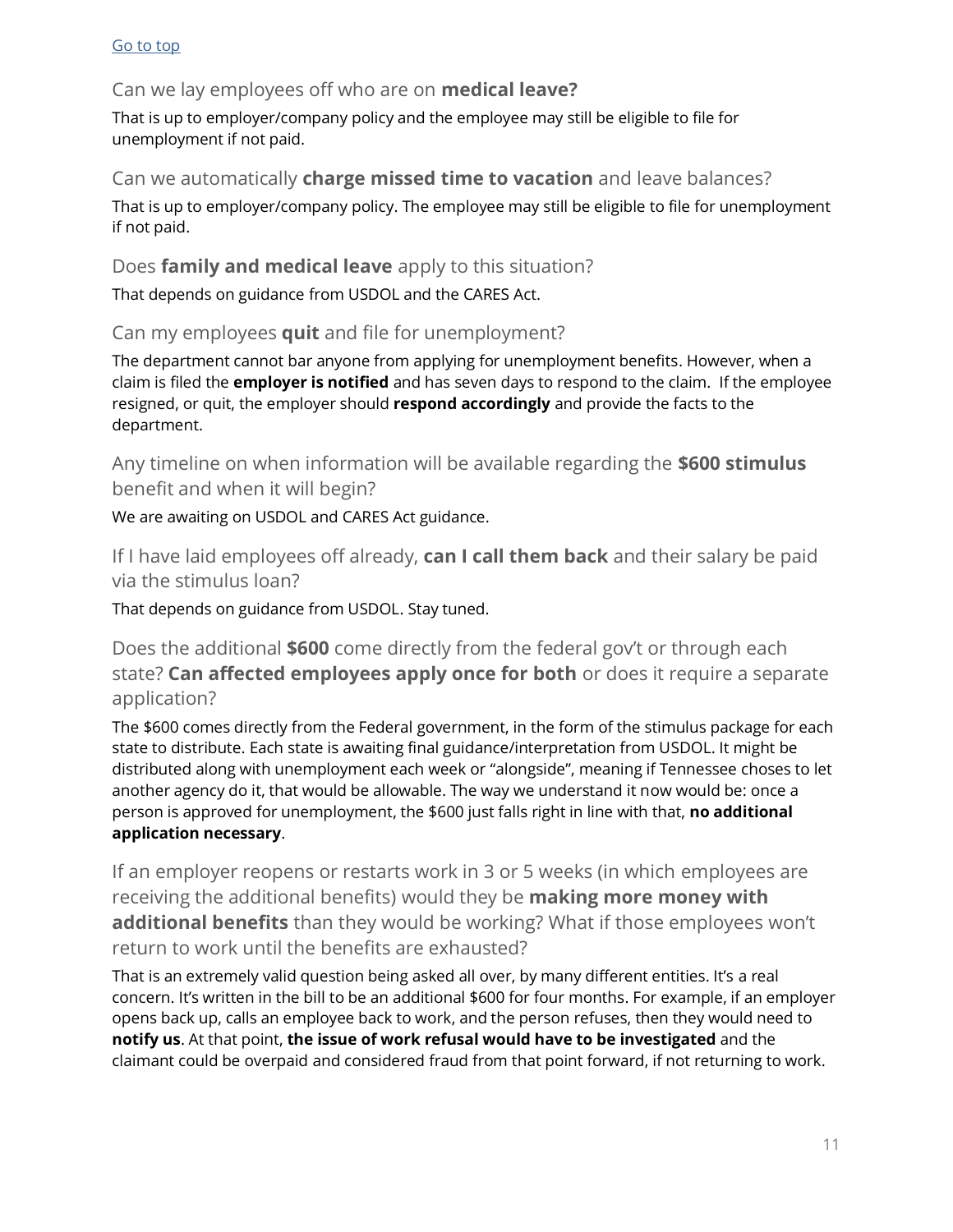[Go to top](#)

### Can we lay employees off who are on **medical leave?**

That is up to employer/company policy and the employee may still be eligible to file for unemployment if not paid.

### Can we automatically **charge missed time to vacation** and leave balances?

That is up to employer/company policy. The employee may still be eligible to file for unemployment if not paid.

### Does **family and medical leave** apply to this situation?

That depends on guidance from USDOL and the CARES Act.

### Can my employees **quit** and file for unemployment?

The department cannot bar anyone from applying for unemployment benefits. However, when a claim is filed the **employer is notified** and has seven days to respond to the claim. If the employee resigned, or quit, the employer should **respond accordingly** and provide the facts to the department.

### Any timeline on when information will be available regarding the **$600 stimulus** benefit and when it will begin?

We are awaiting on USDOL and CARES Act guidance.

### If I have laid employees off already, **can I call them back** and their salary be paid via the stimulus loan?

That depends on guidance from USDOL. Stay tuned.

### Does the additional **$600** come directly from the federal gov't or through each state? **Can affected employees apply once for both** or does it require a separate application?

The $600 comes directly from the Federal government, in the form of the stimulus package for each state to distribute. Each state is awaiting final guidance/interpretation from USDOL. It might be distributed along with unemployment each week or "alongside", meaning if Tennessee choses to let another agency do it, that would be allowable. The way we understand it now would be: once a person is approved for unemployment, the $600 just falls right in line with that, **no additional application necessary**.

### If an employer reopens or restarts work in 3 or 5 weeks (in which employees are receiving the additional benefits) would they be **making more money with additional benefits** than they would be working? What if those employees won't return to work until the benefits are exhausted?

That is an extremely valid question being asked all over, by many different entities. It's a real concern. It's written in the bill to be an additional $600 for four months. For example, if an employer opens back up, calls an employee back to work, and the person refuses, then they would need to **notify us**. At that point, **the issue of work refusal would have to be investigated** and the claimant could be overpaid and considered fraud from that point forward, if not returning to work.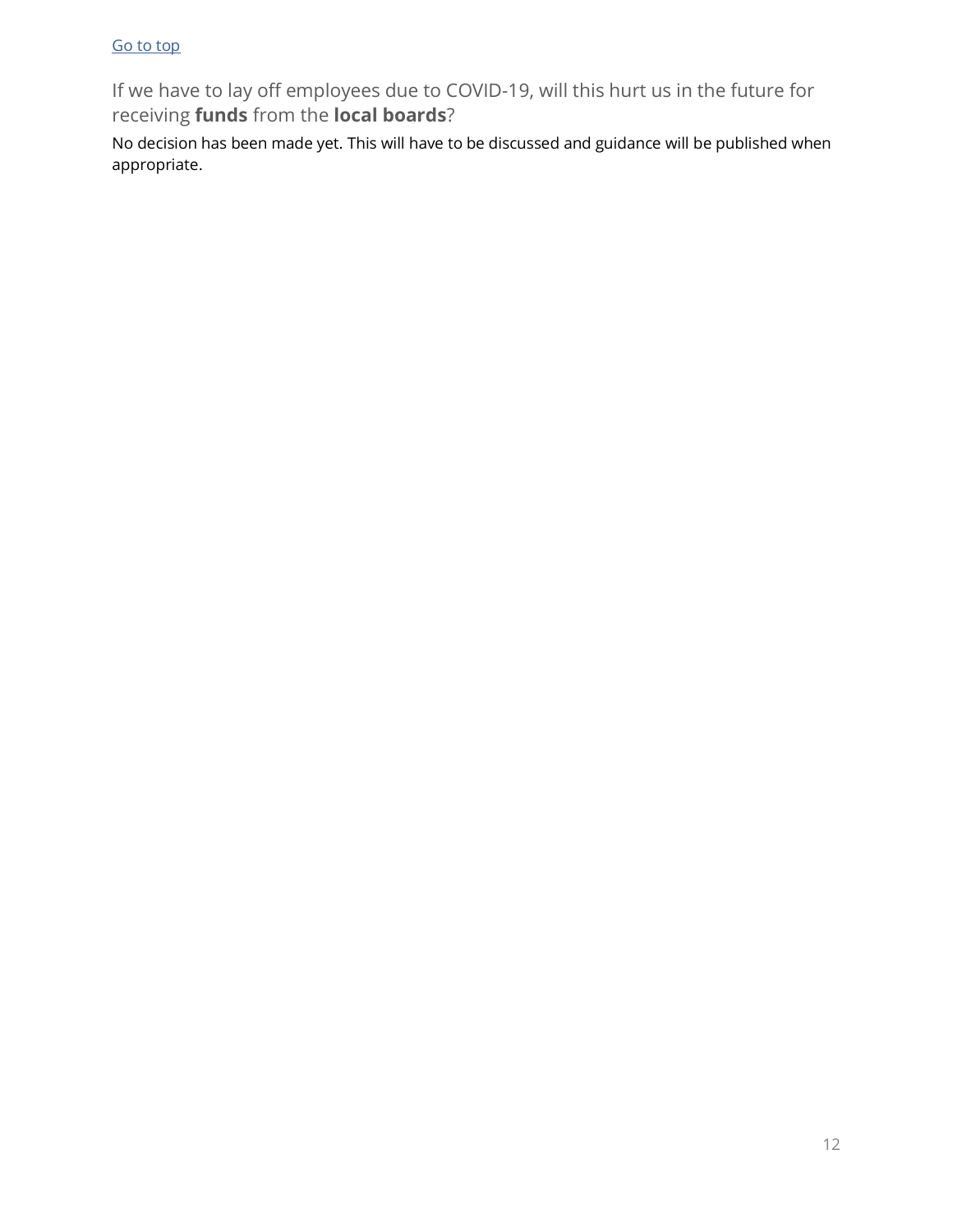[Go to top]

### If we have to lay off employees due to COVID-19, will this hurt us in the future for receiving **funds** from the **local boards**?

No decision has been made yet. This will have to be discussed and guidance will be published when appropriate.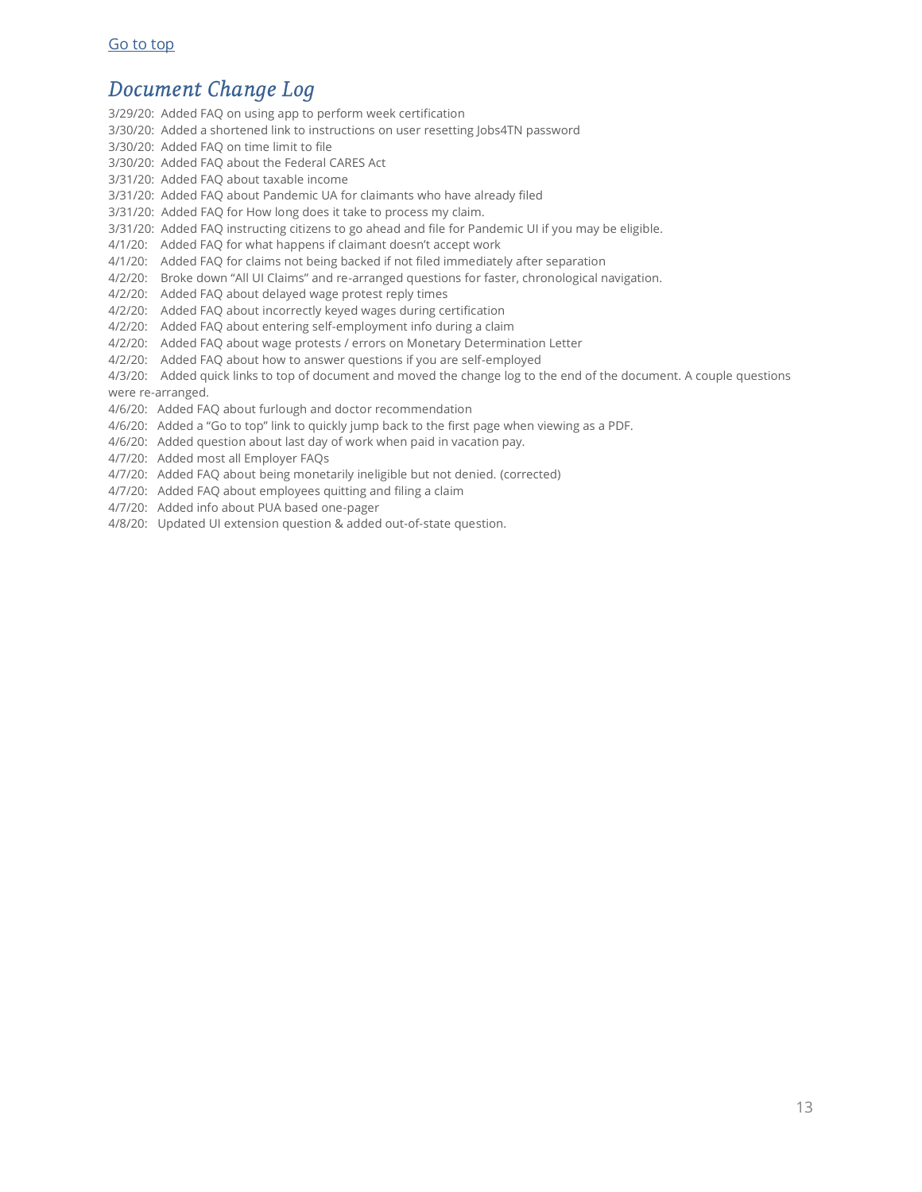[Go to top](#)

## *Document Change Log*

3/29/20: Added FAQ on using app to perform week certification
3/30/20: Added a shortened link to instructions on user resetting Jobs4TN password
3/30/20: Added FAQ on time limit to file
3/30/20: Added FAQ about the Federal CARES Act
3/31/20: Added FAQ about taxable income
3/31/20: Added FAQ about Pandemic UA for claimants who have already filed
3/31/20: Added FAQ for How long does it take to process my claim.
3/31/20: Added FAQ instructing citizens to go ahead and file for Pandemic UI if you may be eligible.
4/1/20: Added FAQ for what happens if claimant doesn't accept work
4/1/20: Added FAQ for claims not being backed if not filed immediately after separation
4/2/20: Broke down "All UI Claims" and re-arranged questions for faster, chronological navigation.
4/2/20: Added FAQ about delayed wage protest reply times
4/2/20: Added FAQ about incorrectly keyed wages during certification
4/2/20: Added FAQ about entering self-employment info during a claim
4/2/20: Added FAQ about wage protests / errors on Monetary Determination Letter
4/2/20: Added FAQ about how to answer questions if you are self-employed
4/3/20: Added quick links to top of document and moved the change log to the end of the document. A couple questions were re-arranged.
4/6/20: Added FAQ about furlough and doctor recommendation
4/6/20: Added a "Go to top" link to quickly jump back to the first page when viewing as a PDF.
4/6/20: Added question about last day of work when paid in vacation pay.
4/7/20: Added most all Employer FAQs
4/7/20: Added FAQ about being monetarily ineligible but not denied. (corrected)
4/7/20: Added FAQ about employees quitting and filing a claim
4/7/20: Added info about PUA based one-pager
4/8/20: Updated UI extension question & added out-of-state question.